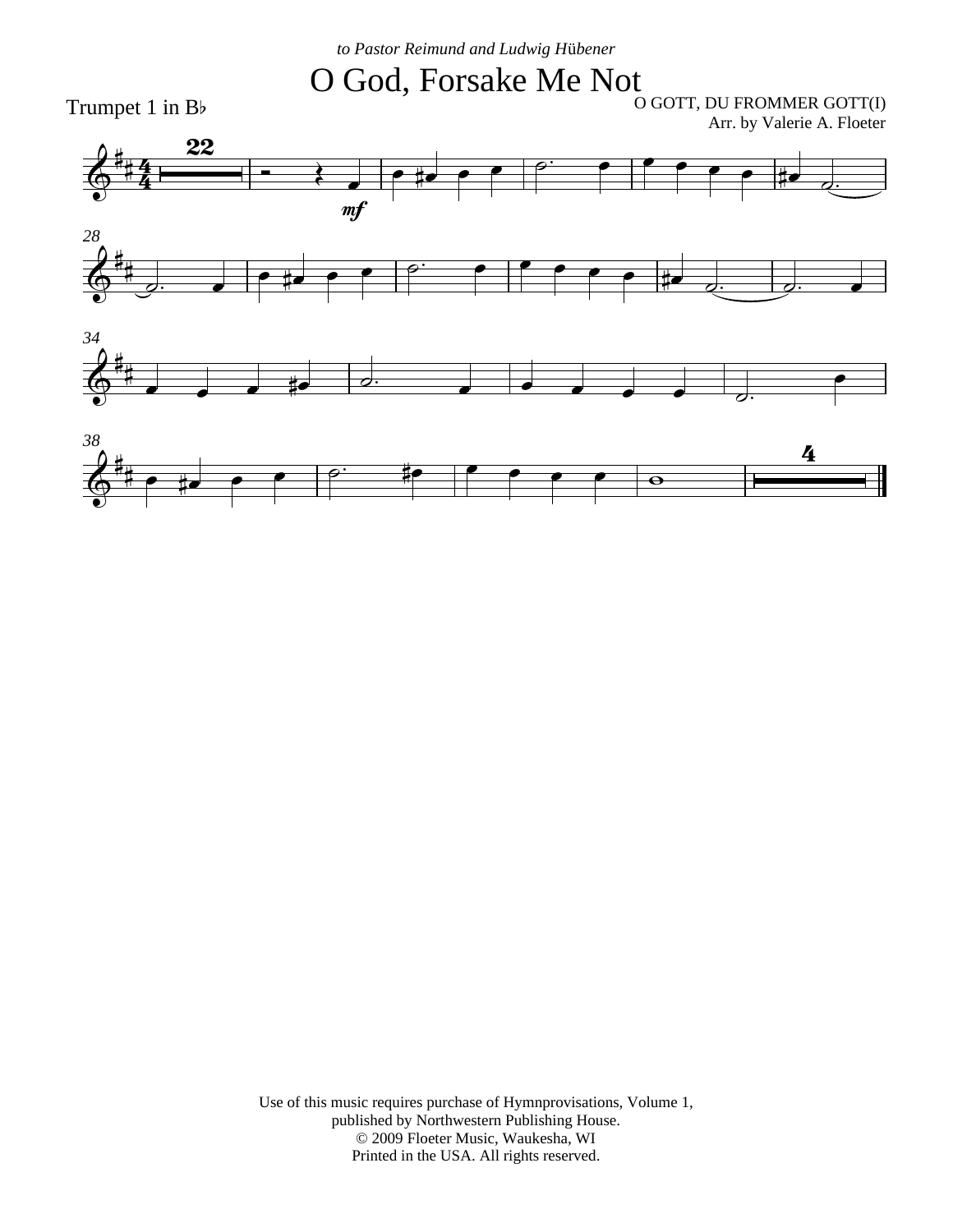*to Pastor Reimund and Ludwig Hübener*

# O God, Forsake Me Not

Trumpet 1 in B♭

O GOTT, DU FROMMER GOTT(I)
Arr. by Valerie A. Floeter

Use of this music requires purchase of Hymnprovisations, Volume 1,
published by Northwestern Publishing House.
© 2009 Floeter Music, Waukesha, WI
Printed in the USA. All rights reserved.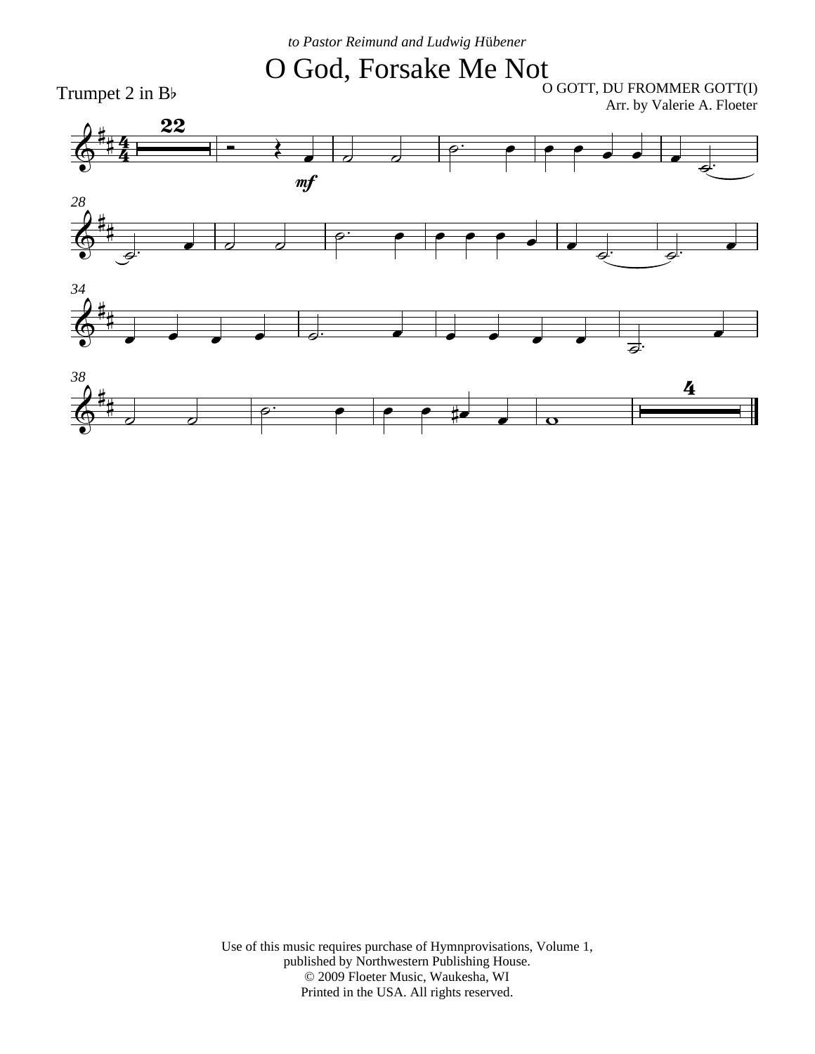*to Pastor Reimund and Ludwig Hübener*

# O God, Forsake Me Not

Trumpet 2 in B♭

O GOTT, DU FROMMER GOTT(I)
Arr. by Valerie A. Floeter

Use of this music requires purchase of Hymnprovisations, Volume 1,
published by Northwestern Publishing House.
© 2009 Floeter Music, Waukesha, WI
Printed in the USA. All rights reserved.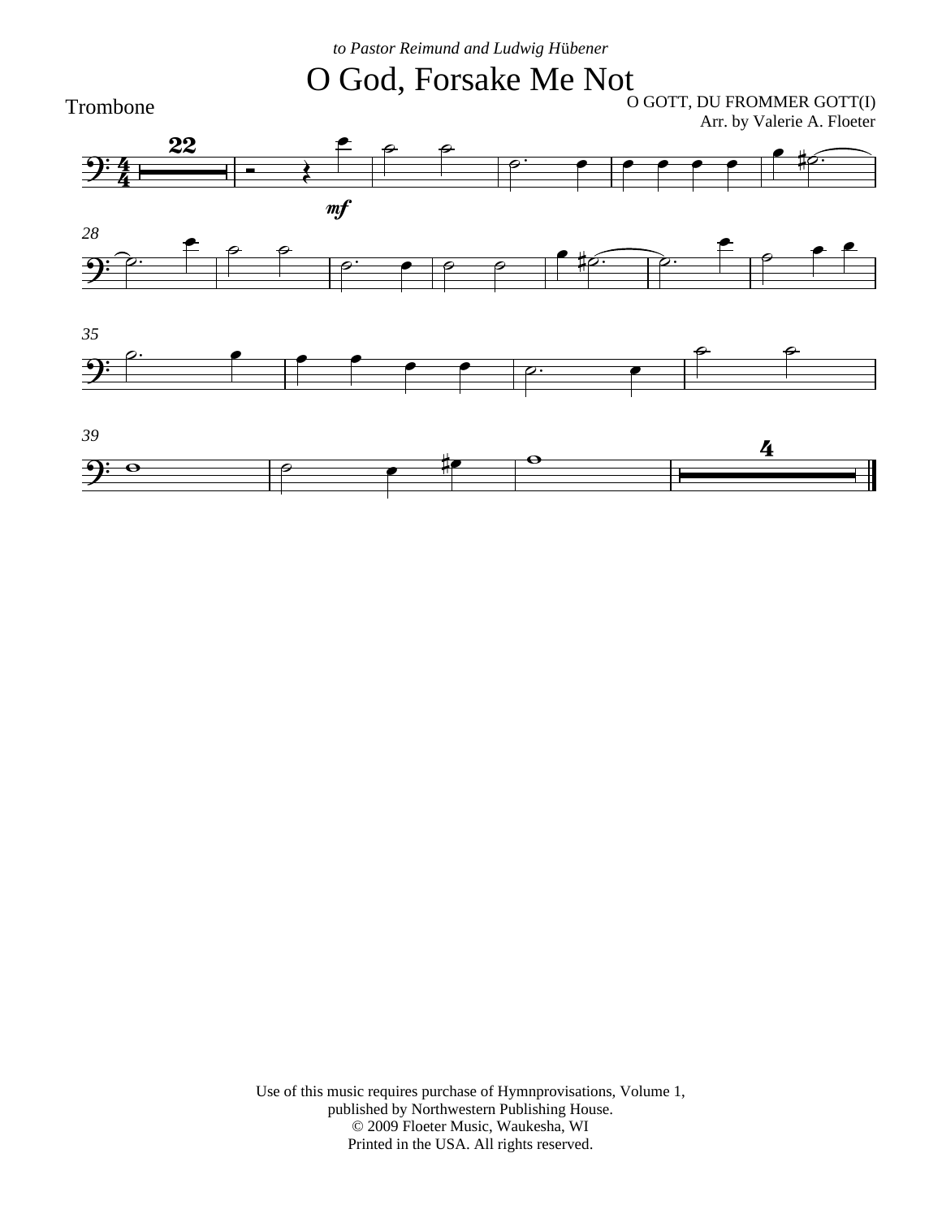*to Pastor Reimund and Ludwig Hübener*

# O God, Forsake Me Not

Trombone

O GOTT, DU FROMMER GOTT(I)
Arr. by Valerie A. Floeter

Use of this music requires purchase of Hymnprovisations, Volume 1,
published by Northwestern Publishing House.
© 2009 Floeter Music, Waukesha, WI
Printed in the USA. All rights reserved.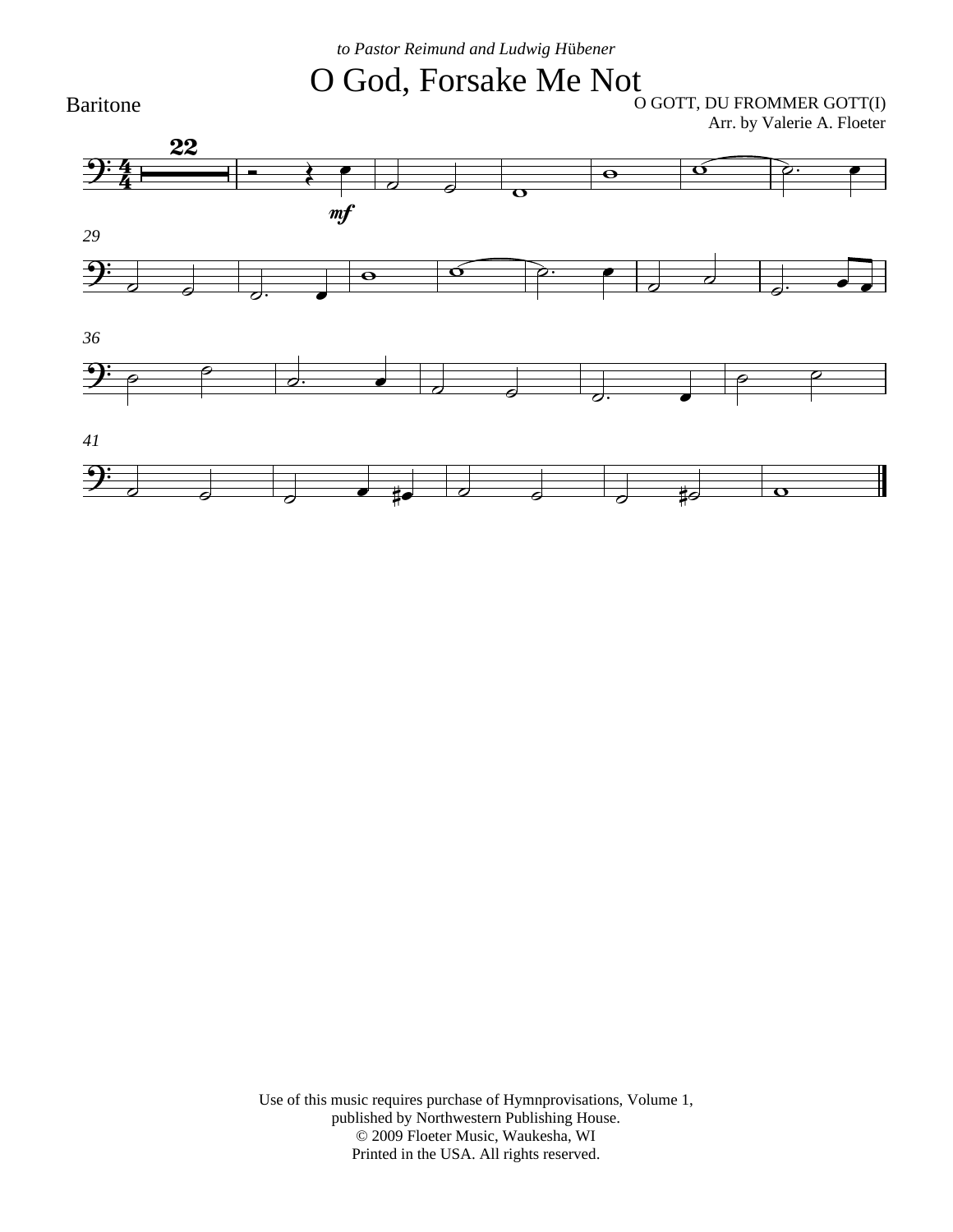*to Pastor Reimund and Ludwig Hübener*

# O God, Forsake Me Not

Baritone

O GOTT, DU FROMMER GOTT(I)
Arr. by Valerie A. Floeter

Use of this music requires purchase of Hymnprovisations, Volume 1,
published by Northwestern Publishing House.
© 2009 Floeter Music, Waukesha, WI
Printed in the USA. All rights reserved.